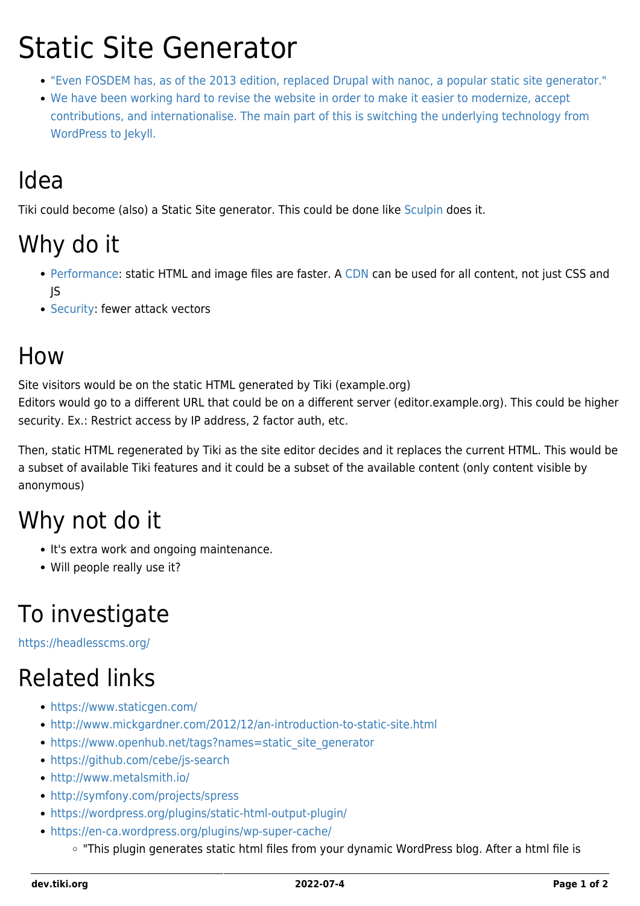# Static Site Generator

- "Even FOSDEM has, as of the 2013 edition, replaced Drupal with nanoc, a popular static site generator."
- We have been working hard to revise the website in order to make it easier to modernize, accept contributions, and internationalise. The main part of this is switching the underlying technology from WordPress to Jekyll.

## Idea

Tiki could become (also) a Static Site generator. This could be done like Sculpin does it.

## Why do it

- Performance: static HTML and image files are faster. A CDN can be used for all content, not just CSS and JS
- Security: fewer attack vectors

## How

Site visitors would be on the static HTML generated by Tiki (example.org)
Editors would go to a different URL that could be on a different server (editor.example.org). This could be higher security. Ex.: Restrict access by IP address, 2 factor auth, etc.

Then, static HTML regenerated by Tiki as the site editor decides and it replaces the current HTML. This would be a subset of available Tiki features and it could be a subset of the available content (only content visible by anonymous)

## Why not do it

- It's extra work and ongoing maintenance.
- Will people really use it?

## To investigate

https://headlesscms.org/

## Related links

- https://www.staticgen.com/
- http://www.mickgardner.com/2012/12/an-introduction-to-static-site.html
- https://www.openhub.net/tags?names=static_site_generator
- https://github.com/cebe/js-search
- http://www.metalsmith.io/
- http://symfony.com/projects/spress
- https://wordpress.org/plugins/static-html-output-plugin/
- https://en-ca.wordpress.org/plugins/wp-super-cache/
  - "This plugin generates static html files from your dynamic WordPress blog. After a html file is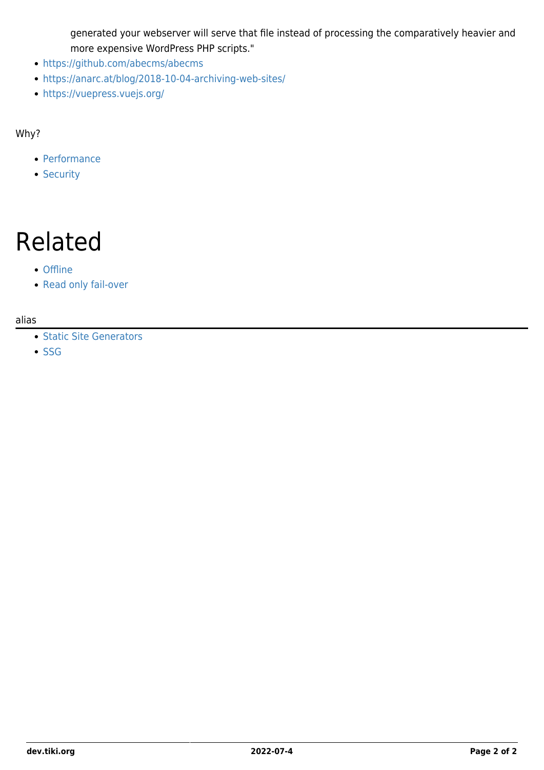generated your webserver will serve that file instead of processing the comparatively heavier and more expensive WordPress PHP scripts."

- https://github.com/abecms/abecms
- https://anarc.at/blog/2018-10-04-archiving-web-sites/
- https://vuepress.vuejs.org/

Why?

- Performance
- Security

# Related

- Offline
- Read only fail-over

alias

- Static Site Generators
- SSG